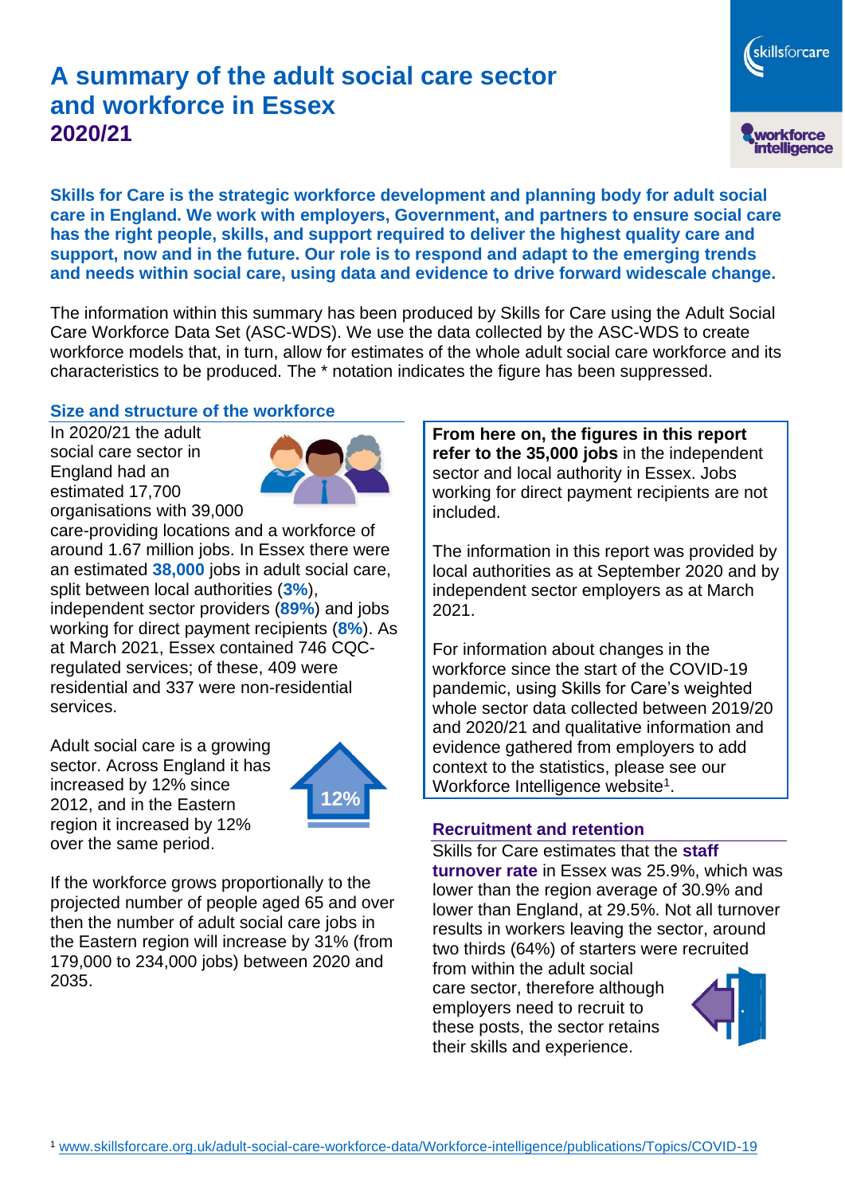# A summary of the adult social care sector and workforce in Essex 2020/21

**Skills for Care is the strategic workforce development and planning body for adult social care in England. We work with employers, Government, and partners to ensure social care has the right people, skills, and support required to deliver the highest quality care and support, now and in the future. Our role is to respond and adapt to the emerging trends and needs within social care, using data and evidence to drive forward widescale change.**

The information within this summary has been produced by Skills for Care using the Adult Social Care Workforce Data Set (ASC-WDS). We use the data collected by the ASC-WDS to create workforce models that, in turn, allow for estimates of the whole adult social care workforce and its characteristics to be produced. The * notation indicates the figure has been suppressed.

## Size and structure of the workforce

In 2020/21 the adult social care sector in England had an estimated 17,700 organisations with 39,000 care-providing locations and a workforce of around 1.67 million jobs. In Essex there were an estimated **38,000** jobs in adult social care, split between local authorities (**3%**), independent sector providers (**89%**) and jobs working for direct payment recipients (**8%**). As at March 2021, Essex contained 746 CQC-regulated services; of these, 409 were residential and 337 were non-residential services.

Adult social care is a growing sector. Across England it has increased by 12% since 2012, and in the Eastern region it increased by 12% over the same period.

12%

If the workforce grows proportionally to the projected number of people aged 65 and over then the number of adult social care jobs in the Eastern region will increase by 31% (from 179,000 to 234,000 jobs) between 2020 and 2035.

**From here on, the figures in this report refer to the 35,000 jobs** in the independent sector and local authority in Essex. Jobs working for direct payment recipients are not included.

The information in this report was provided by local authorities as at September 2020 and by independent sector employers as at March 2021.

For information about changes in the workforce since the start of the COVID-19 pandemic, using Skills for Care's weighted whole sector data collected between 2019/20 and 2020/21 and qualitative information and evidence gathered from employers to add context to the statistics, please see our Workforce Intelligence website[1].

## Recruitment and retention

Skills for Care estimates that the **staff turnover rate** in Essex was 25.9%, which was lower than the region average of 30.9% and lower than England, at 29.5%. Not all turnover results in workers leaving the sector, around two thirds (64%) of starters were recruited from within the adult social care sector, therefore although employers need to recruit to these posts, the sector retains their skills and experience.

[1] www.skillsforcare.org.uk/adult-social-care-workforce-data/Workforce-intelligence/publications/Topics/COVID-19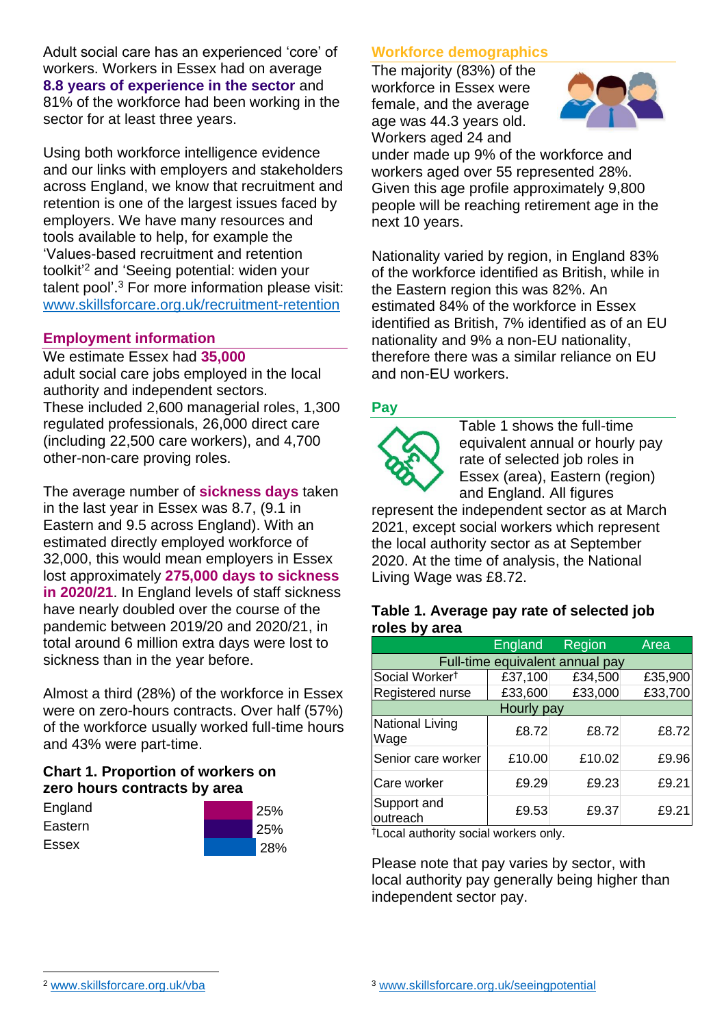Adult social care has an experienced 'core' of workers. Workers in Essex had on average **8.8 years of experience in the sector** and 81% of the workforce had been working in the sector for at least three years.

Using both workforce intelligence evidence and our links with employers and stakeholders across England, we know that recruitment and retention is one of the largest issues faced by employers. We have many resources and tools available to help, for example the 'Values-based recruitment and retention toolkit'[2] and 'Seeing potential: widen your talent pool'.[3] For more information please visit: www.skillsforcare.org.uk/recruitment-retention

## Employment information

We estimate Essex had **35,000** adult social care jobs employed in the local authority and independent sectors. These included 2,600 managerial roles, 1,300 regulated professionals, 26,000 direct care (including 22,500 care workers), and 4,700 other-non-care proving roles.

The average number of **sickness days** taken in the last year in Essex was 8.7, (9.1 in Eastern and 9.5 across England). With an estimated directly employed workforce of 32,000, this would mean employers in Essex lost approximately **275,000 days to sickness in 2020/21**. In England levels of staff sickness have nearly doubled over the course of the pandemic between 2019/20 and 2020/21, in total around 6 million extra days were lost to sickness than in the year before.

Almost a third (28%) of the workforce in Essex were on zero-hours contracts. Over half (57%) of the workforce usually worked full-time hours and 43% were part-time.

### Chart 1. Proportion of workers on zero hours contracts by area

| Area | Proportion |
|---|---|
| England | 25% |
| Eastern | 25% |
| Essex | 28% |

## Workforce demographics

The majority (83%) of the workforce in Essex were female, and the average age was 44.3 years old. Workers aged 24 and under made up 9% of the workforce and workers aged over 55 represented 28%. Given this age profile approximately 9,800 people will be reaching retirement age in the next 10 years.

Nationality varied by region, in England 83% of the workforce identified as British, while in the Eastern region this was 82%. An estimated 84% of the workforce in Essex identified as British, 7% identified as of an EU nationality and 9% a non-EU nationality, therefore there was a similar reliance on EU and non-EU workers.

## Pay

Table 1 shows the full-time equivalent annual or hourly pay rate of selected job roles in Essex (area), Eastern (region) and England. All figures represent the independent sector as at March 2021, except social workers which represent the local authority sector as at September 2020. At the time of analysis, the National Living Wage was £8.72.

### Table 1. Average pay rate of selected job roles by area

| | England | Region | Area |
|---|---|---|---|
| **Full-time equivalent annual pay** | | | |
| Social Worker† | £37,100 | £34,500 | £35,900 |
| Registered nurse | £33,600 | £33,000 | £33,700 |
| **Hourly pay** | | | |
| National Living Wage | £8.72 | £8.72 | £8.72 |
| Senior care worker | £10.00 | £10.02 | £9.96 |
| Care worker | £9.29 | £9.23 | £9.21 |
| Support and outreach | £9.53 | £9.37 | £9.21 |

†Local authority social workers only.

Please note that pay varies by sector, with local authority pay generally being higher than independent sector pay.

[2] www.skillsforcare.org.uk/vba

[3] www.skillsforcare.org.uk/seeingpotential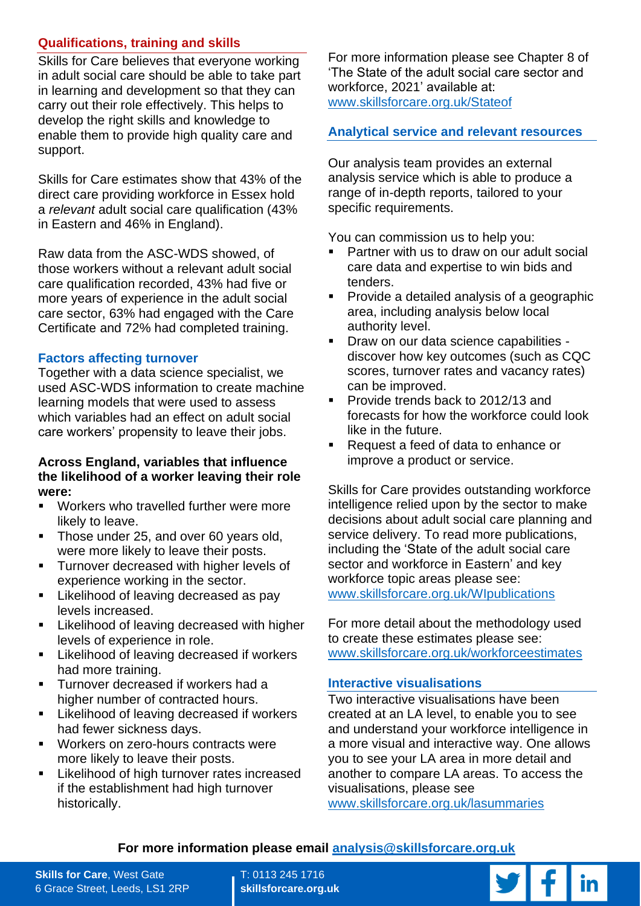## Qualifications, training and skills

Skills for Care believes that everyone working in adult social care should be able to take part in learning and development so that they can carry out their role effectively. This helps to develop the right skills and knowledge to enable them to provide high quality care and support.

Skills for Care estimates show that 43% of the direct care providing workforce in Essex hold a *relevant* adult social care qualification (43% in Eastern and 46% in England).

Raw data from the ASC-WDS showed, of those workers without a relevant adult social care qualification recorded, 43% had five or more years of experience in the adult social care sector, 63% had engaged with the Care Certificate and 72% had completed training.

## Factors affecting turnover

Together with a data science specialist, we used ASC-WDS information to create machine learning models that were used to assess which variables had an effect on adult social care workers' propensity to leave their jobs.

**Across England, variables that influence the likelihood of a worker leaving their role were:**

- Workers who travelled further were more likely to leave.
- Those under 25, and over 60 years old, were more likely to leave their posts.
- Turnover decreased with higher levels of experience working in the sector.
- Likelihood of leaving decreased as pay levels increased.
- Likelihood of leaving decreased with higher levels of experience in role.
- Likelihood of leaving decreased if workers had more training.
- Turnover decreased if workers had a higher number of contracted hours.
- Likelihood of leaving decreased if workers had fewer sickness days.
- Workers on zero-hours contracts were more likely to leave their posts.
- Likelihood of high turnover rates increased if the establishment had high turnover historically.

For more information please see Chapter 8 of 'The State of the adult social care sector and workforce, 2021' available at: www.skillsforcare.org.uk/Stateof

## Analytical service and relevant resources

Our analysis team provides an external analysis service which is able to produce a range of in-depth reports, tailored to your specific requirements.

You can commission us to help you:

- Partner with us to draw on our adult social care data and expertise to win bids and tenders.
- Provide a detailed analysis of a geographic area, including analysis below local authority level.
- Draw on our data science capabilities - discover how key outcomes (such as CQC scores, turnover rates and vacancy rates) can be improved.
- Provide trends back to 2012/13 and forecasts for how the workforce could look like in the future.
- Request a feed of data to enhance or improve a product or service.

Skills for Care provides outstanding workforce intelligence relied upon by the sector to make decisions about adult social care planning and service delivery. To read more publications, including the 'State of the adult social care sector and workforce in Eastern' and key workforce topic areas please see: www.skillsforcare.org.uk/WIpublications

For more detail about the methodology used to create these estimates please see: www.skillsforcare.org.uk/workforceestimates

## Interactive visualisations

Two interactive visualisations have been created at an LA level, to enable you to see and understand your workforce intelligence in a more visual and interactive way. One allows you to see your LA area in more detail and another to compare LA areas. To access the visualisations, please see www.skillsforcare.org.uk/lasummaries

**For more information please email analysis@skillsforcare.org.uk**

**Skills for Care**, West Gate
6 Grace Street, Leeds, LS1 2RP

T: 0113 245 1716
**skillsforcare.org.uk**